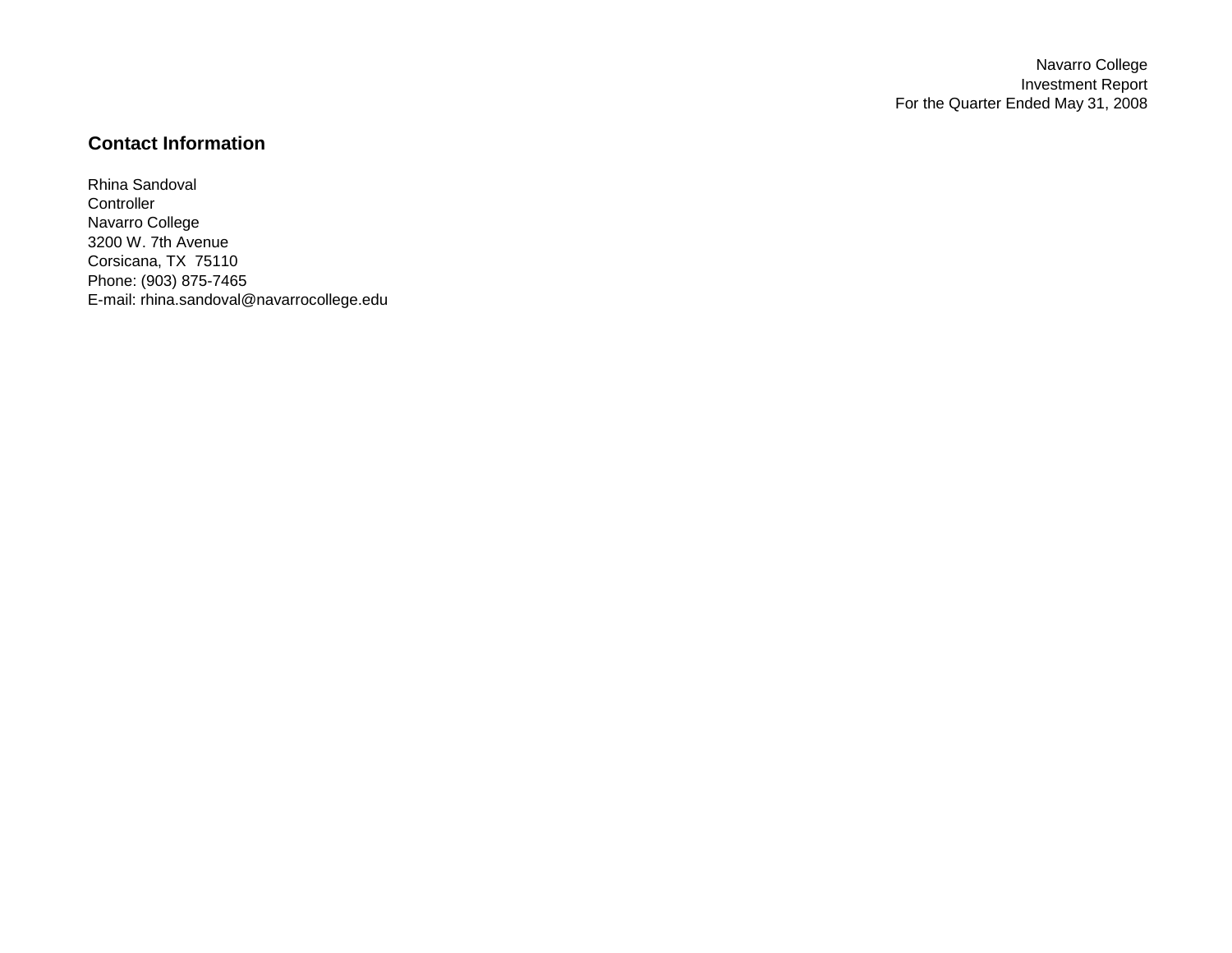Navarro College
Investment Report
For the Quarter Ended May 31, 2008

## Contact Information

Rhina Sandoval
Controller
Navarro College
3200 W. 7th Avenue
Corsicana, TX  75110
Phone: (903) 875-7465
E-mail: rhina.sandoval@navarrocollege.edu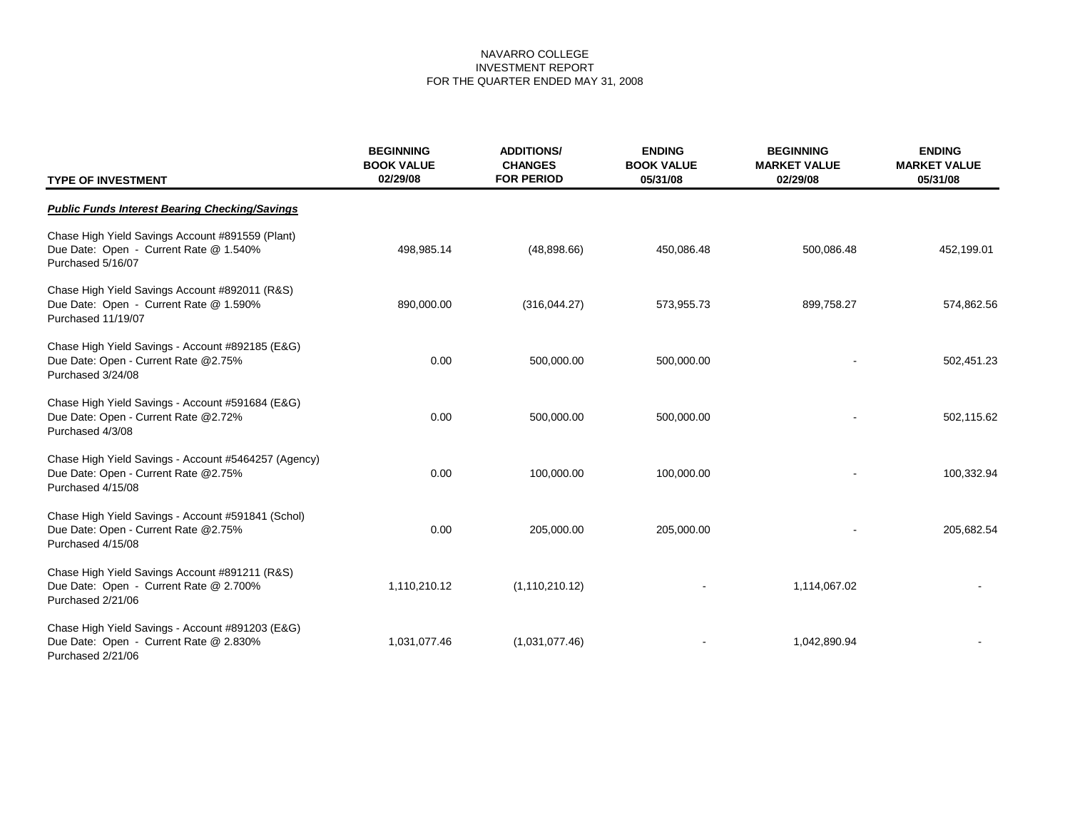NAVARRO COLLEGE
INVESTMENT REPORT
FOR THE QUARTER ENDED MAY 31, 2008

| TYPE OF INVESTMENT | BEGINNING BOOK VALUE 02/29/08 | ADDITIONS/ CHANGES FOR PERIOD | ENDING BOOK VALUE 05/31/08 | BEGINNING MARKET VALUE 02/29/08 | ENDING MARKET VALUE 05/31/08 |
|---|---|---|---|---|---|
| ***Public Funds Interest Bearing Checking/Savings*** | | | | | |
| Chase High Yield Savings Account #891559 (Plant) Due Date: Open - Current Rate @ 1.540% Purchased 5/16/07 | 498,985.14 | (48,898.66) | 450,086.48 | 500,086.48 | 452,199.01 |
| Chase High Yield Savings Account #892011 (R&S) Due Date: Open - Current Rate @ 1.590% Purchased 11/19/07 | 890,000.00 | (316,044.27) | 573,955.73 | 899,758.27 | 574,862.56 |
| Chase High Yield Savings - Account #892185 (E&G) Due Date: Open - Current Rate @2.75% Purchased 3/24/08 | 0.00 | 500,000.00 | 500,000.00 | - | 502,451.23 |
| Chase High Yield Savings - Account #591684 (E&G) Due Date: Open - Current Rate @2.72% Purchased 4/3/08 | 0.00 | 500,000.00 | 500,000.00 | - | 502,115.62 |
| Chase High Yield Savings - Account #5464257 (Agency) Due Date: Open - Current Rate @2.75% Purchased 4/15/08 | 0.00 | 100,000.00 | 100,000.00 | - | 100,332.94 |
| Chase High Yield Savings - Account #591841 (Schol) Due Date: Open - Current Rate @2.75% Purchased 4/15/08 | 0.00 | 205,000.00 | 205,000.00 | - | 205,682.54 |
| Chase High Yield Savings Account #891211 (R&S) Due Date: Open - Current Rate @ 2.700% Purchased 2/21/06 | 1,110,210.12 | (1,110,210.12) | - | 1,114,067.02 | - |
| Chase High Yield Savings Account #891203 (E&G) Due Date: Open - Current Rate @ 2.830% Purchased 2/21/06 | 1,031,077.46 | (1,031,077.46) | - | 1,042,890.94 | - |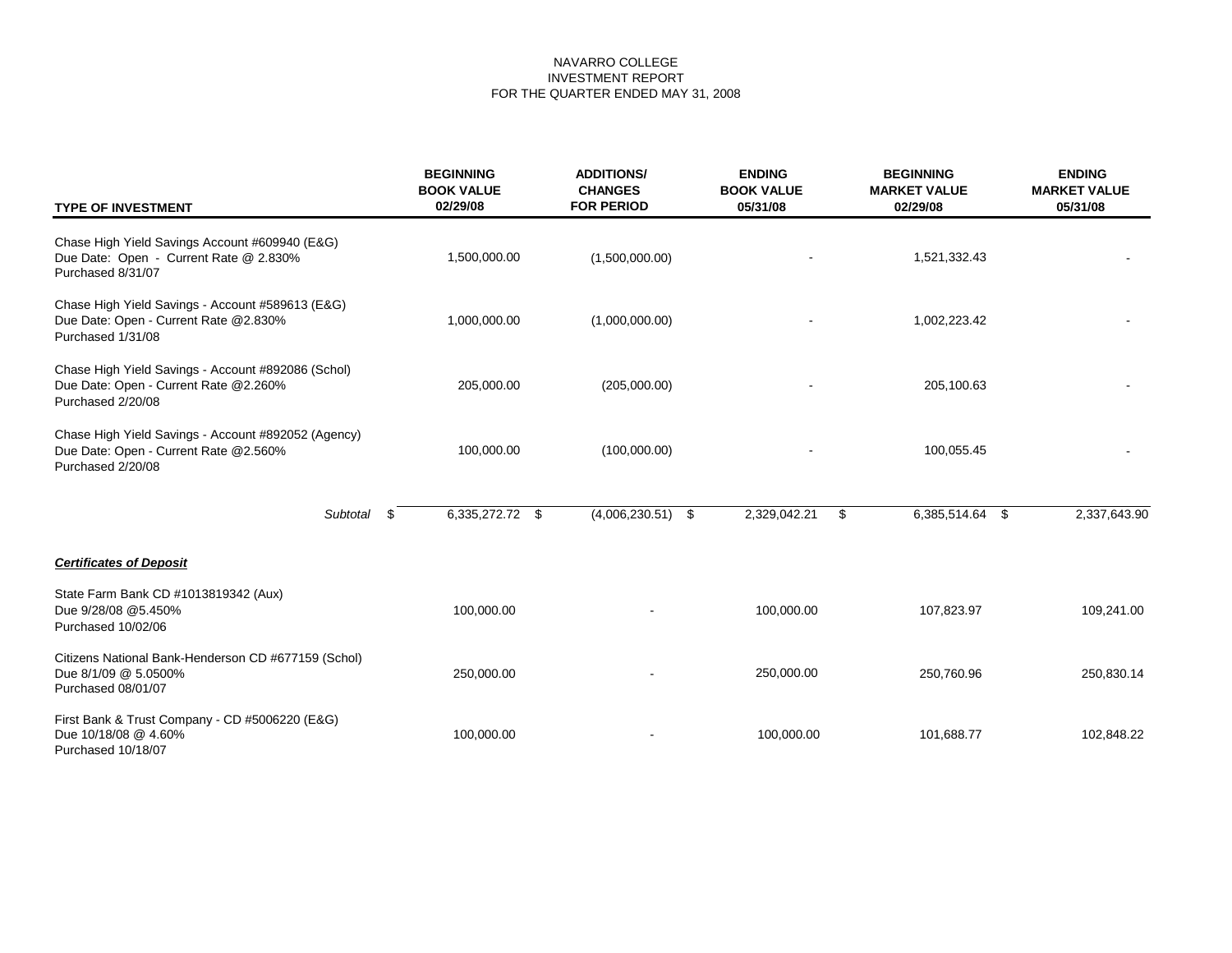NAVARRO COLLEGE
INVESTMENT REPORT
FOR THE QUARTER ENDED MAY 31, 2008

| TYPE OF INVESTMENT | BEGINNING BOOK VALUE 02/29/08 | ADDITIONS/ CHANGES FOR PERIOD | ENDING BOOK VALUE 05/31/08 | BEGINNING MARKET VALUE 02/29/08 | ENDING MARKET VALUE 05/31/08 |
|---|---|---|---|---|---|
| Chase High Yield Savings Account #609940 (E&G)<br>Due Date: Open - Current Rate @ 2.830%<br>Purchased 8/31/07 | 1,500,000.00 | (1,500,000.00) | - | 1,521,332.43 | - |
| Chase High Yield Savings - Account #589613 (E&G)<br>Due Date: Open - Current Rate @2.830%<br>Purchased 1/31/08 | 1,000,000.00 | (1,000,000.00) | - | 1,002,223.42 | - |
| Chase High Yield Savings - Account #892086 (Schol)<br>Due Date: Open - Current Rate @2.260%<br>Purchased 2/20/08 | 205,000.00 | (205,000.00) | - | 205,100.63 | - |
| Chase High Yield Savings - Account #892052 (Agency)<br>Due Date: Open - Current Rate @2.560%<br>Purchased 2/20/08 | 100,000.00 | (100,000.00) | - | 100,055.45 | - |
| *Subtotal* | $ 6,335,272.72 | $ (4,006,230.51) | $ 2,329,042.21 | $ 6,385,514.64 | $ 2,337,643.90 |
| ***Certificates of Deposit*** | | | | | |
| State Farm Bank CD #1013819342 (Aux)<br>Due 9/28/08 @5.450%<br>Purchased 10/02/06 | 100,000.00 | - | 100,000.00 | 107,823.97 | 109,241.00 |
| Citizens National Bank-Henderson CD #677159 (Schol)<br>Due 8/1/09 @ 5.0500%<br>Purchased 08/01/07 | 250,000.00 | - | 250,000.00 | 250,760.96 | 250,830.14 |
| First Bank & Trust Company - CD #5006220 (E&G)<br>Due 10/18/08 @ 4.60%<br>Purchased 10/18/07 | 100,000.00 | - | 100,000.00 | 101,688.77 | 102,848.22 |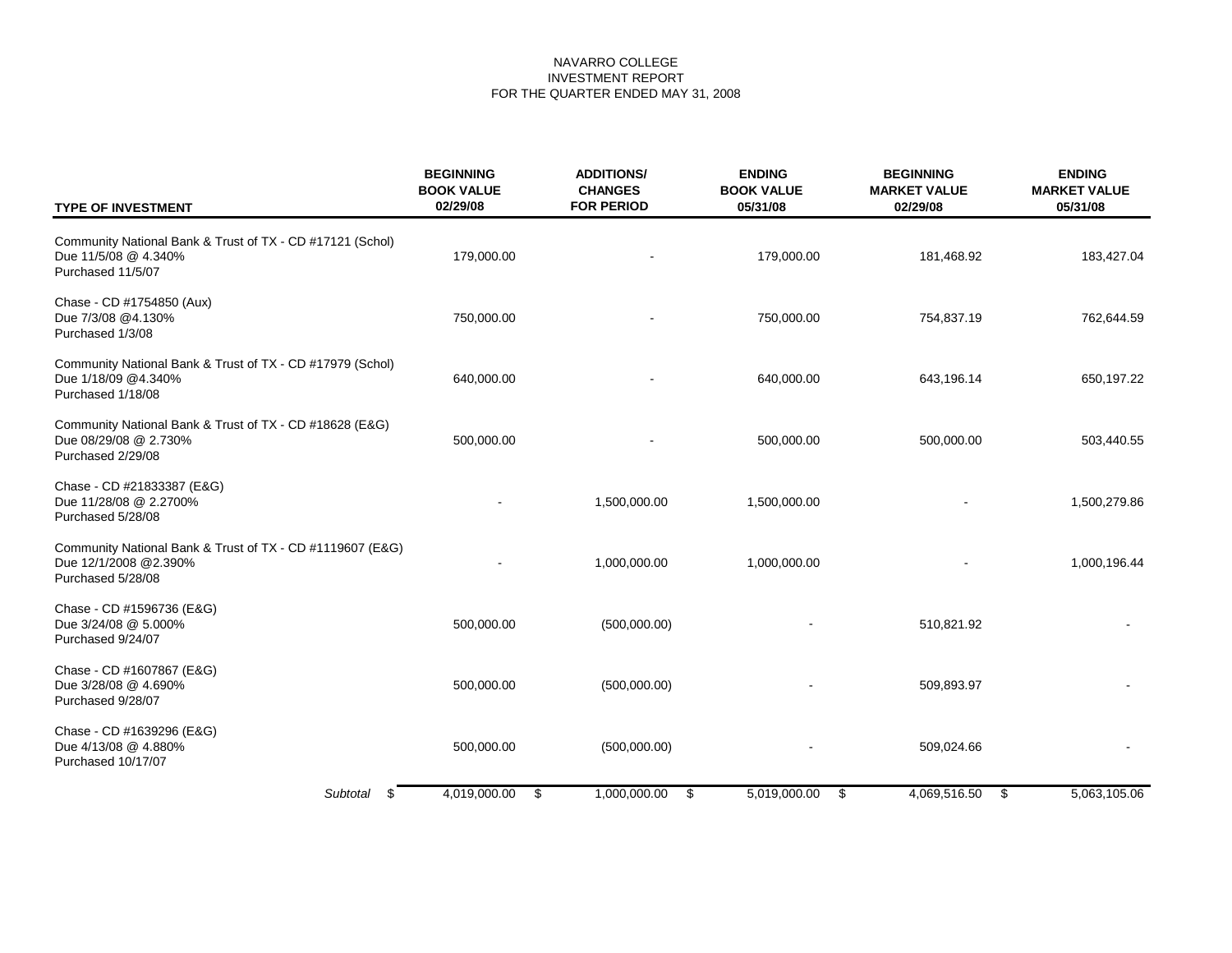NAVARRO COLLEGE
INVESTMENT REPORT
FOR THE QUARTER ENDED MAY 31, 2008

| TYPE OF INVESTMENT | BEGINNING BOOK VALUE 02/29/08 | ADDITIONS/ CHANGES FOR PERIOD | ENDING BOOK VALUE 05/31/08 | BEGINNING MARKET VALUE 02/29/08 | ENDING MARKET VALUE 05/31/08 |
|---|---|---|---|---|---|
| Community National Bank & Trust of TX - CD #17121 (Schol) Due 11/5/08 @ 4.340% Purchased 11/5/07 | 179,000.00 | - | 179,000.00 | 181,468.92 | 183,427.04 |
| Chase - CD #1754850 (Aux) Due 7/3/08 @4.130% Purchased 1/3/08 | 750,000.00 | - | 750,000.00 | 754,837.19 | 762,644.59 |
| Community National Bank & Trust of TX - CD #17979 (Schol) Due 1/18/09 @4.340% Purchased 1/18/08 | 640,000.00 | - | 640,000.00 | 643,196.14 | 650,197.22 |
| Community National Bank & Trust of TX - CD #18628 (E&G) Due 08/29/08 @ 2.730% Purchased 2/29/08 | 500,000.00 | - | 500,000.00 | 500,000.00 | 503,440.55 |
| Chase - CD #21833387 (E&G) Due 11/28/08 @ 2.2700% Purchased 5/28/08 | - | 1,500,000.00 | 1,500,000.00 | - | 1,500,279.86 |
| Community National Bank & Trust of TX - CD #1119607 (E&G) Due 12/1/2008 @2.390% Purchased 5/28/08 | - | 1,000,000.00 | 1,000,000.00 | - | 1,000,196.44 |
| Chase - CD #1596736 (E&G) Due 3/24/08 @ 5.000% Purchased 9/24/07 | 500,000.00 | (500,000.00) | - | 510,821.92 | - |
| Chase - CD #1607867 (E&G) Due 3/28/08 @ 4.690% Purchased 9/28/07 | 500,000.00 | (500,000.00) | - | 509,893.97 | - |
| Chase - CD #1639296 (E&G) Due 4/13/08 @ 4.880% Purchased 10/17/07 | 500,000.00 | (500,000.00) | - | 509,024.66 | - |
| *Subtotal* | $ 4,019,000.00 | $ 1,000,000.00 | $ 5,019,000.00 | $ 4,069,516.50 | $ 5,063,105.06 |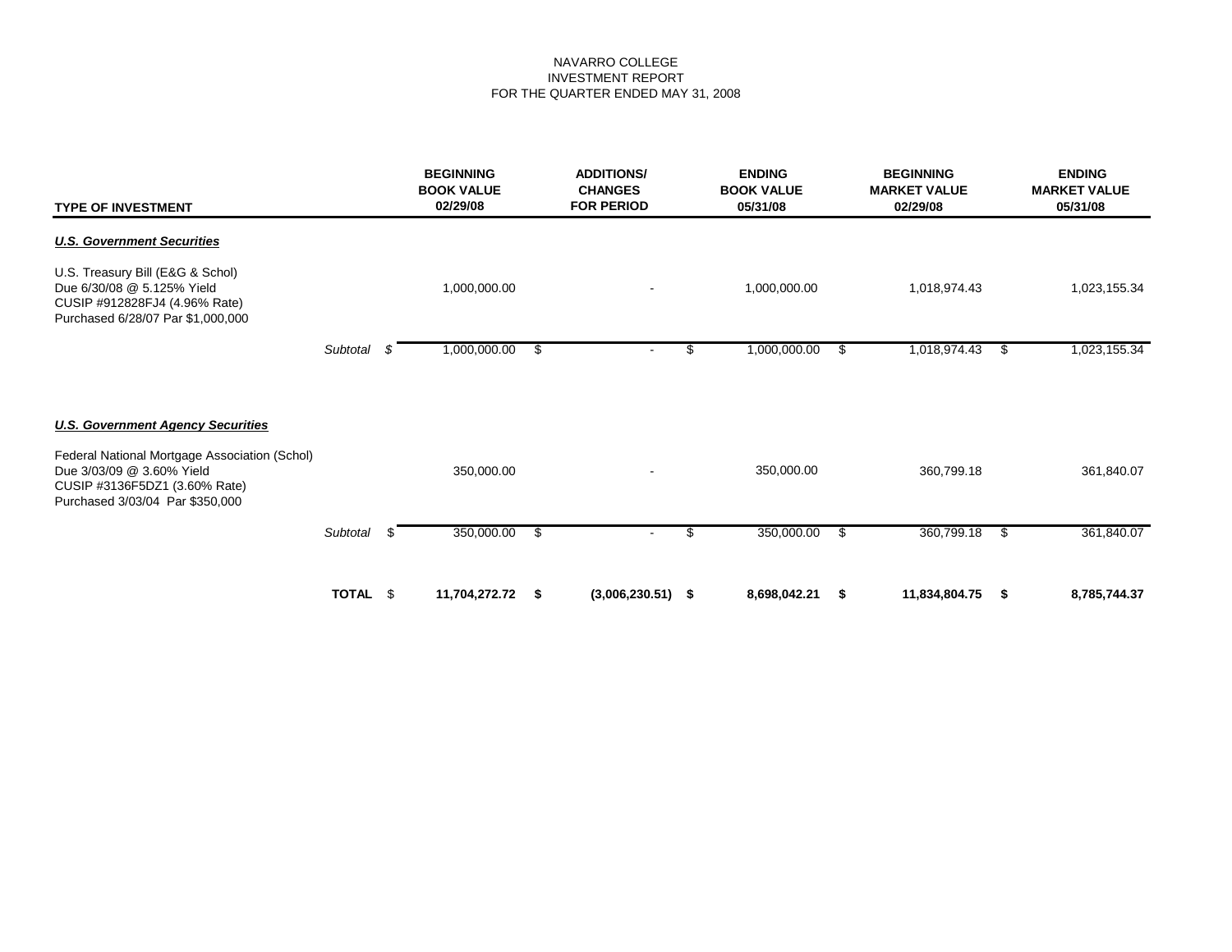NAVARRO COLLEGE
INVESTMENT REPORT
FOR THE QUARTER ENDED MAY 31, 2008

| TYPE OF INVESTMENT | | BEGINNING BOOK VALUE 02/29/08 | ADDITIONS/ CHANGES FOR PERIOD | ENDING BOOK VALUE 05/31/08 | BEGINNING MARKET VALUE 02/29/08 | ENDING MARKET VALUE 05/31/08 |
|---|---|---|---|---|---|---|
| ***U.S. Government Securities*** | | | | | | |
| U.S. Treasury Bill (E&G & Schol) Due 6/30/08 @ 5.125% Yield CUSIP #912828FJ4 (4.96% Rate) Purchased 6/28/07 Par $1,000,000 | | 1,000,000.00 | - | 1,000,000.00 | 1,018,974.43 | 1,023,155.34 |
| | *Subtotal* | $ 1,000,000.00 | $ - | $ 1,000,000.00 | $ 1,018,974.43 | $ 1,023,155.34 |
| ***U.S. Government Agency Securities*** | | | | | | |
| Federal National Mortgage Association (Schol) Due 3/03/09 @ 3.60% Yield CUSIP #3136F5DZ1 (3.60% Rate) Purchased 3/03/04 Par $350,000 | | 350,000.00 | - | 350,000.00 | 360,799.18 | 361,840.07 |
| | *Subtotal* | $ 350,000.00 | $ - | $ 350,000.00 | $ 360,799.18 | $ 361,840.07 |
| | **TOTAL** | $ **11,704,272.72** | **$ (3,006,230.51)** | **$ 8,698,042.21** | **$ 11,834,804.75** | **$ 8,785,744.37** |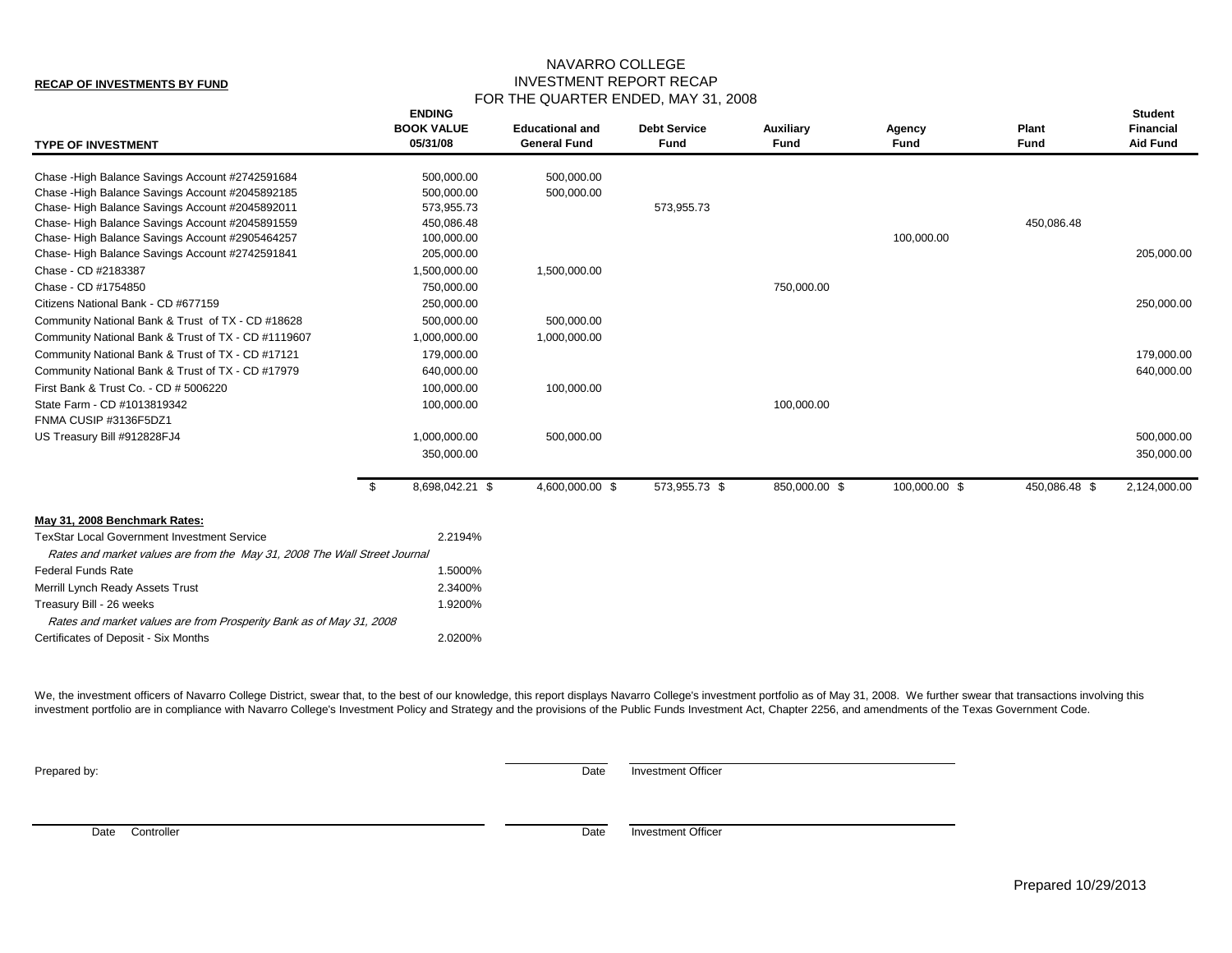**RECAP OF INVESTMENTS BY FUND**

# NAVARRO COLLEGE
## INVESTMENT REPORT RECAP
### FOR THE QUARTER ENDED, MAY 31, 2008

| TYPE OF INVESTMENT | ENDING BOOK VALUE 05/31/08 | Educational and General Fund | Debt Service Fund | Auxiliary Fund | Agency Fund | Plant Fund | Student Financial Aid Fund |
|---|---|---|---|---|---|---|---|
| Chase -High Balance Savings Account #2742591684 | 500,000.00 | 500,000.00 | | | | | |
| Chase -High Balance Savings Account #2045892185 | 500,000.00 | 500,000.00 | | | | | |
| Chase- High Balance Savings Account #2045892011 | 573,955.73 | | 573,955.73 | | | | |
| Chase- High Balance Savings Account #2045891559 | 450,086.48 | | | | | 450,086.48 | |
| Chase- High Balance Savings Account #2905464257 | 100,000.00 | | | | 100,000.00 | | |
| Chase- High Balance Savings Account #2742591841 | 205,000.00 | | | | | | 205,000.00 |
| Chase - CD #2183387 | 1,500,000.00 | 1,500,000.00 | | | | | |
| Chase - CD #1754850 | 750,000.00 | | | 750,000.00 | | | |
| Citizens National Bank - CD #677159 | 250,000.00 | | | | | | 250,000.00 |
| Community National Bank & Trust of TX - CD #18628 | 500,000.00 | 500,000.00 | | | | | |
| Community National Bank & Trust of TX - CD #1119607 | 1,000,000.00 | 1,000,000.00 | | | | | |
| Community National Bank & Trust of TX - CD #17121 | 179,000.00 | | | | | | 179,000.00 |
| Community National Bank & Trust of TX - CD #17979 | 640,000.00 | | | | | | 640,000.00 |
| First Bank & Trust Co. - CD # 5006220 | 100,000.00 | 100,000.00 | | | | | |
| State Farm - CD #1013819342 | 100,000.00 | | | 100,000.00 | | | |
| FNMA CUSIP #3136F5DZ1 | | | | | | | |
| US Treasury Bill #912828FJ4 | 1,000,000.00 | 500,000.00 | | | | | 500,000.00 |
| | 350,000.00 | | | | | | 350,000.00 |
| | $ 8,698,042.21 | $ 4,600,000.00 | $ 573,955.73 | $ 850,000.00 | $ 100,000.00 | $ 450,086.48 | $ 2,124,000.00 |

**May 31, 2008 Benchmark Rates:**

| | |
|---|---|
| TexStar Local Government Investment Service | 2.2194% |
| *Rates and market values are from the May 31, 2008 The Wall Street Journal* | |
| Federal Funds Rate | 1.5000% |
| Merrill Lynch Ready Assets Trust | 2.3400% |
| Treasury Bill - 26 weeks | 1.9200% |
| *Rates and market values are from Prosperity Bank as of May 31, 2008* | |
| Certificates of Deposit - Six Months | 2.0200% |

We, the investment officers of Navarro College District, swear that, to the best of our knowledge, this report displays Navarro College's investment portfolio as of May 31, 2008. We further swear that transactions involving this investment portfolio are in compliance with Navarro College's Investment Policy and Strategy and the provisions of the Public Funds Investment Act, Chapter 2256, and amendments of the Texas Government Code.

Prepared by: ______________________ Date ______________________ Investment Officer

______________________ Date Controller ______________________ Date ______________________ Investment Officer

Prepared 10/29/2013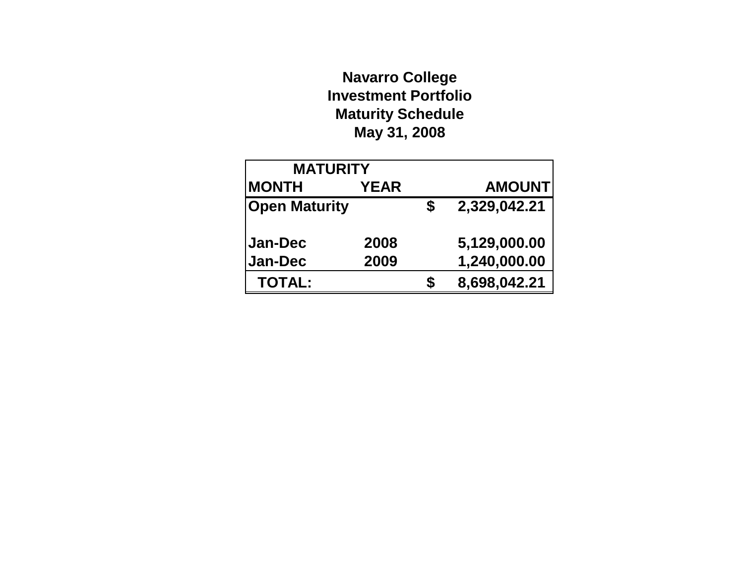**Navarro College**
**Investment Portfolio**
**Maturity Schedule**
**May 31, 2008**

| MATURITY | | | |
|---|---|---|---|
| MONTH | YEAR | | AMOUNT |
| Open Maturity | | $ | 2,329,042.21 |
| | | | |
| Jan-Dec | 2008 | | 5,129,000.00 |
| Jan-Dec | 2009 | | 1,240,000.00 |
| TOTAL: | | $ | 8,698,042.21 |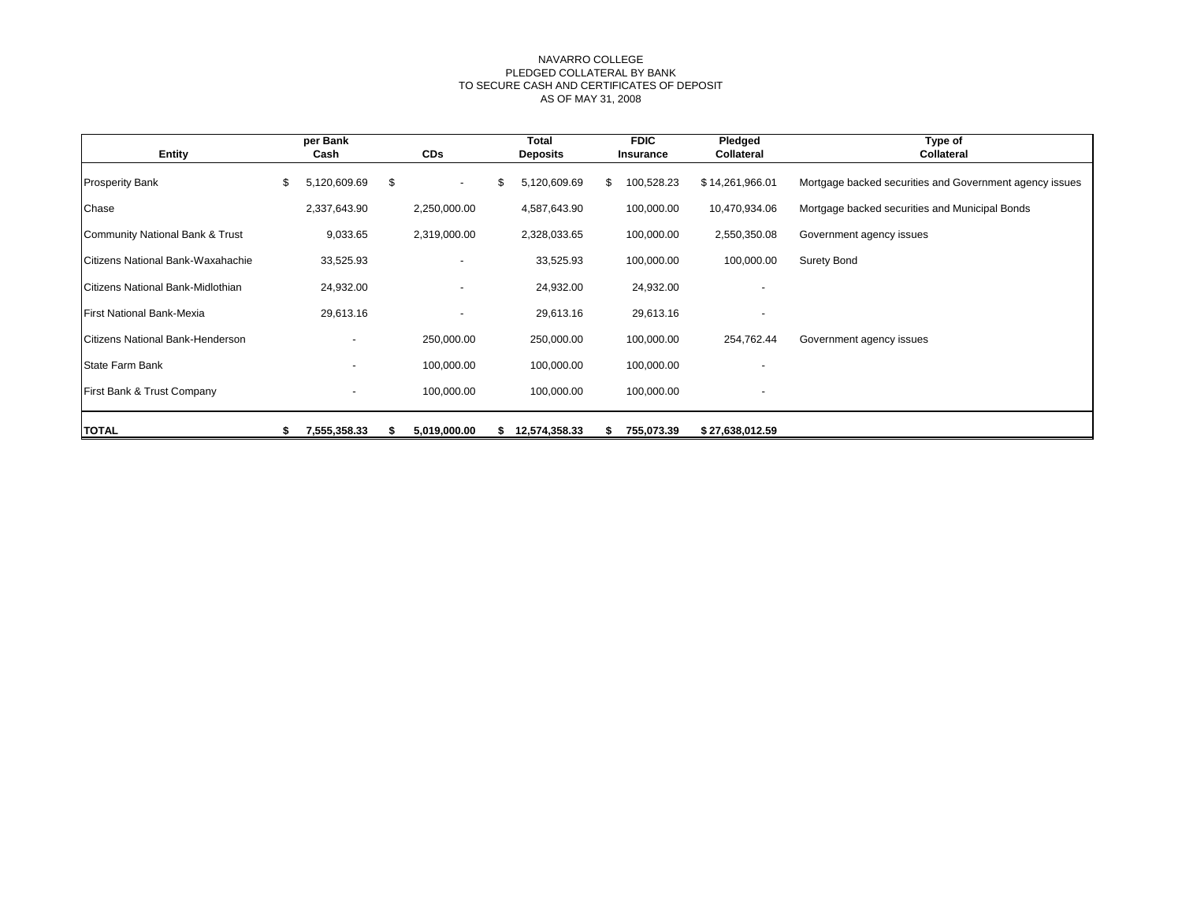NAVARRO COLLEGE
PLEDGED COLLATERAL BY BANK
TO SECURE CASH AND CERTIFICATES OF DEPOSIT
AS OF MAY 31, 2008

| Entity | per Bank Cash | CDs | Total Deposits | FDIC Insurance | Pledged Collateral | Type of Collateral |
|---|---|---|---|---|---|---|
| Prosperity Bank | $ 5,120,609.69 | $ - | $ 5,120,609.69 | $ 100,528.23 | $ 14,261,966.01 | Mortgage backed securities and Government agency issues |
| Chase | 2,337,643.90 | 2,250,000.00 | 4,587,643.90 | 100,000.00 | 10,470,934.06 | Mortgage backed securities and Municipal Bonds |
| Community National Bank & Trust | 9,033.65 | 2,319,000.00 | 2,328,033.65 | 100,000.00 | 2,550,350.08 | Government agency issues |
| Citizens National Bank-Waxahachie | 33,525.93 | - | 33,525.93 | 100,000.00 | 100,000.00 | Surety Bond |
| Citizens National Bank-Midlothian | 24,932.00 | - | 24,932.00 | 24,932.00 | - | |
| First National Bank-Mexia | 29,613.16 | - | 29,613.16 | 29,613.16 | - | |
| Citizens National Bank-Henderson | - | 250,000.00 | 250,000.00 | 100,000.00 | 254,762.44 | Government agency issues |
| State Farm Bank | - | 100,000.00 | 100,000.00 | 100,000.00 | - | |
| First Bank & Trust Company | - | 100,000.00 | 100,000.00 | 100,000.00 | - | |
| **TOTAL** | **$ 7,555,358.33** | **$ 5,019,000.00** | **$ 12,574,358.33** | **$ 755,073.39** | **$ 27,638,012.59** | |